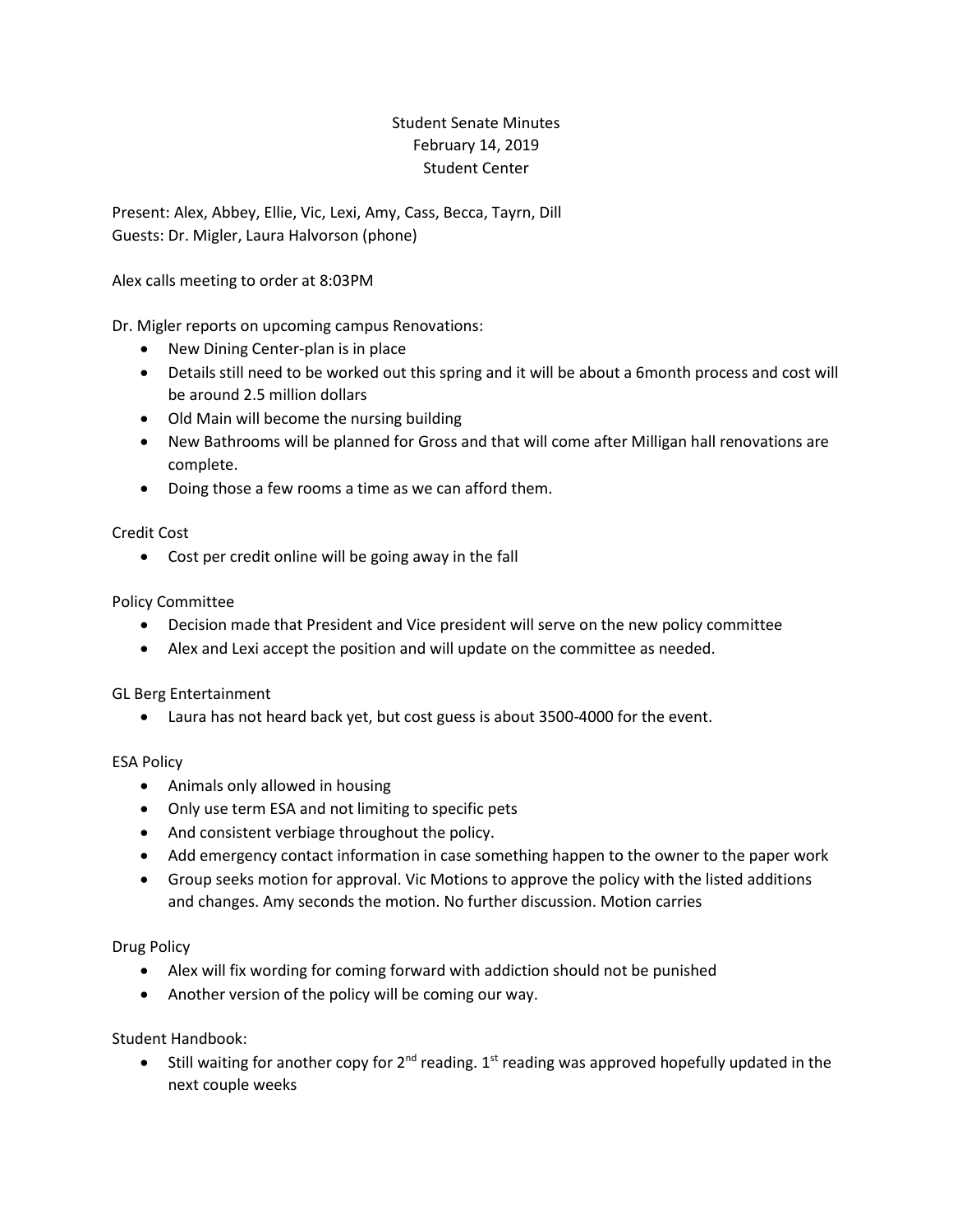# Student Senate Minutes
February 14, 2019
Student Center

Present: Alex, Abbey, Ellie, Vic, Lexi, Amy, Cass, Becca, Tayrn, Dill
Guests: Dr. Migler, Laura Halvorson (phone)

Alex calls meeting to order at 8:03PM

Dr. Migler reports on upcoming campus Renovations:

- New Dining Center-plan is in place
- Details still need to be worked out this spring and it will be about a 6month process and cost will be around 2.5 million dollars
- Old Main will become the nursing building
- New Bathrooms will be planned for Gross and that will come after Milligan hall renovations are complete.
- Doing those a few rooms a time as we can afford them.

Credit Cost

- Cost per credit online will be going away in the fall

Policy Committee

- Decision made that President and Vice president will serve on the new policy committee
- Alex and Lexi accept the position and will update on the committee as needed.

GL Berg Entertainment

- Laura has not heard back yet, but cost guess is about 3500-4000 for the event.

ESA Policy

- Animals only allowed in housing
- Only use term ESA and not limiting to specific pets
- And consistent verbiage throughout the policy.
- Add emergency contact information in case something happen to the owner to the paper work
- Group seeks motion for approval. Vic Motions to approve the policy with the listed additions and changes. Amy seconds the motion. No further discussion. Motion carries

Drug Policy

- Alex will fix wording for coming forward with addiction should not be punished
- Another version of the policy will be coming our way.

Student Handbook:

- Still waiting for another copy for 2nd reading. 1st reading was approved hopefully updated in the next couple weeks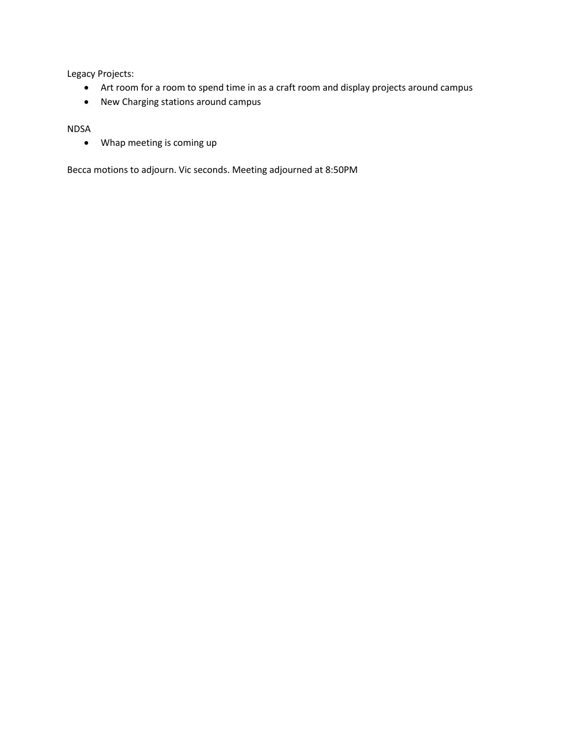Legacy Projects:

- Art room for a room to spend time in as a craft room and display projects around campus
- New Charging stations around campus

NDSA

- Whap meeting is coming up

Becca motions to adjourn. Vic seconds. Meeting adjourned at 8:50PM